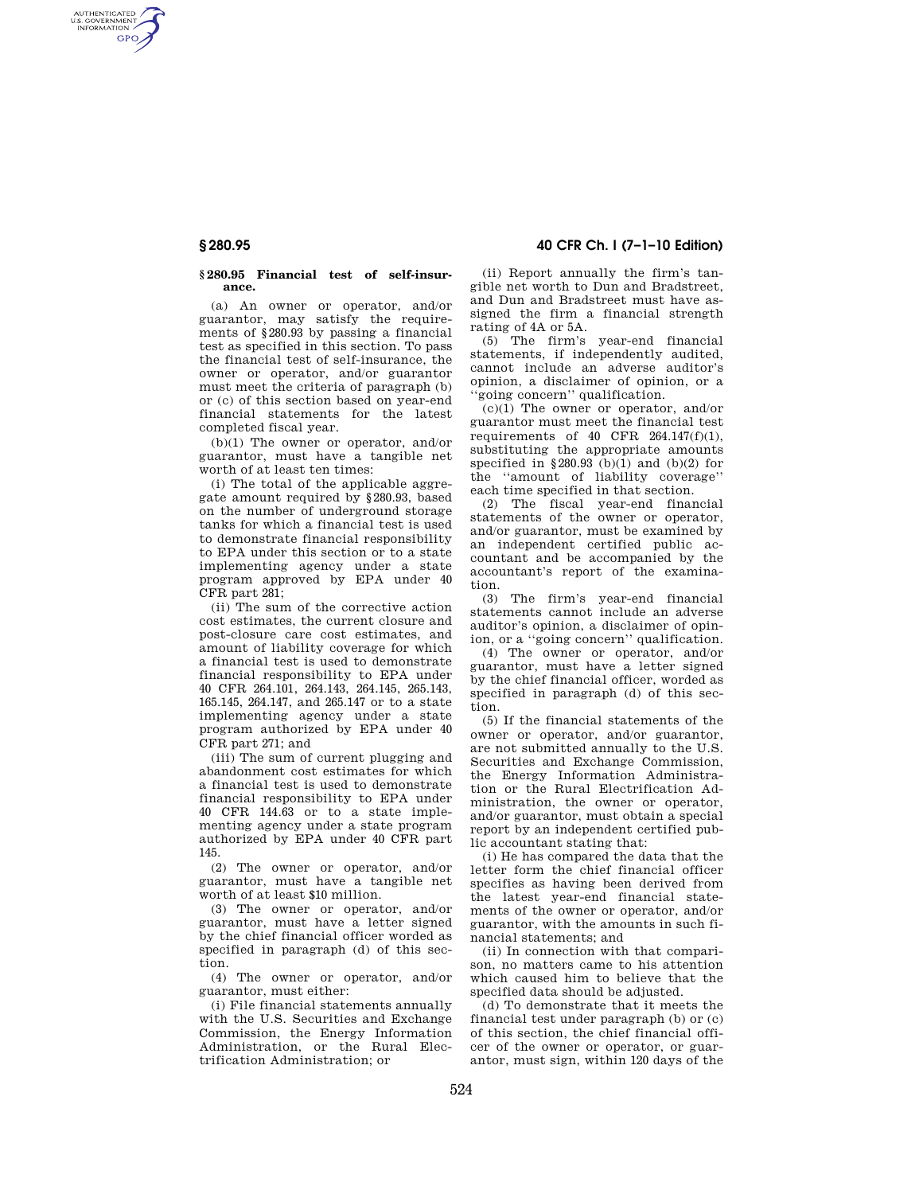## § 280.95 Financial test of self-insurance.

(a) An owner or operator, and/or guarantor, may satisfy the requirements of §280.93 by passing a financial test as specified in this section. To pass the financial test of self-insurance, the owner or operator, and/or guarantor must meet the criteria of paragraph (b) or (c) of this section based on year-end financial statements for the latest completed fiscal year.

(b)(1) The owner or operator, and/or guarantor, must have a tangible net worth of at least ten times:

(i) The total of the applicable aggregate amount required by §280.93, based on the number of underground storage tanks for which a financial test is used to demonstrate financial responsibility to EPA under this section or to a state implementing agency under a state program approved by EPA under 40 CFR part 281;

(ii) The sum of the corrective action cost estimates, the current closure and post-closure care cost estimates, and amount of liability coverage for which a financial test is used to demonstrate financial responsibility to EPA under 40 CFR 264.101, 264.143, 264.145, 265.143, 165.145, 264.147, and 265.147 or to a state implementing agency under a state program authorized by EPA under 40 CFR part 271; and

(iii) The sum of current plugging and abandonment cost estimates for which a financial test is used to demonstrate financial responsibility to EPA under 40 CFR 144.63 or to a state implementing agency under a state program authorized by EPA under 40 CFR part 145.

(2) The owner or operator, and/or guarantor, must have a tangible net worth of at least $10 million.

(3) The owner or operator, and/or guarantor, must have a letter signed by the chief financial officer worded as specified in paragraph (d) of this section.

(4) The owner or operator, and/or guarantor, must either:

(i) File financial statements annually with the U.S. Securities and Exchange Commission, the Energy Information Administration, or the Rural Electrification Administration; or

(ii) Report annually the firm's tangible net worth to Dun and Bradstreet, and Dun and Bradstreet must have assigned the firm a financial strength rating of 4A or 5A.

(5) The firm's year-end financial statements, if independently audited, cannot include an adverse auditor's opinion, a disclaimer of opinion, or a ''going concern'' qualification.

(c)(1) The owner or operator, and/or guarantor must meet the financial test requirements of 40 CFR 264.147(f)(1), substituting the appropriate amounts specified in §280.93 (b)(1) and (b)(2) for the ''amount of liability coverage'' each time specified in that section.

(2) The fiscal year-end financial statements of the owner or operator, and/or guarantor, must be examined by an independent certified public accountant and be accompanied by the accountant's report of the examination.

(3) The firm's year-end financial statements cannot include an adverse auditor's opinion, a disclaimer of opinion, or a ''going concern'' qualification.

(4) The owner or operator, and/or guarantor, must have a letter signed by the chief financial officer, worded as specified in paragraph (d) of this section.

(5) If the financial statements of the owner or operator, and/or guarantor, are not submitted annually to the U.S. Securities and Exchange Commission, the Energy Information Administration or the Rural Electrification Administration, the owner or operator, and/or guarantor, must obtain a special report by an independent certified public accountant stating that:

(i) He has compared the data that the letter form the chief financial officer specifies as having been derived from the latest year-end financial statements of the owner or operator, and/or guarantor, with the amounts in such financial statements; and

(ii) In connection with that comparison, no matters came to his attention which caused him to believe that the specified data should be adjusted.

(d) To demonstrate that it meets the financial test under paragraph (b) or (c) of this section, the chief financial officer of the owner or operator, or guarantor, must sign, within 120 days of the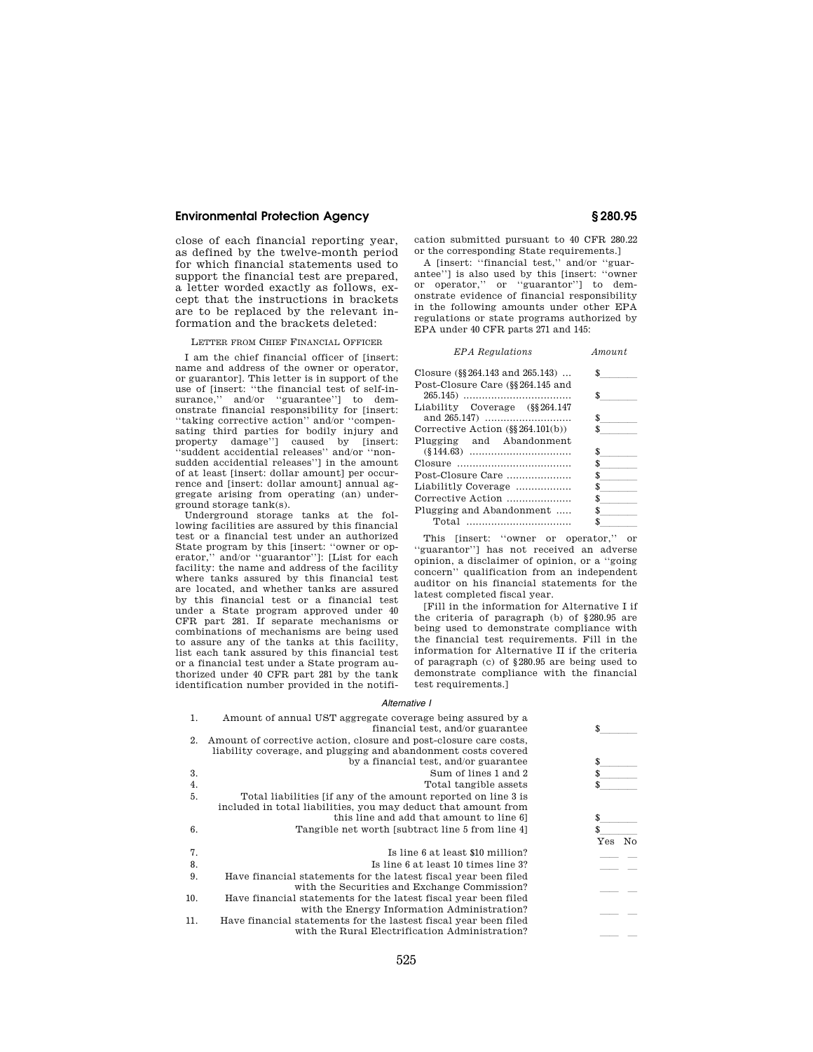close of each financial reporting year, as defined by the twelve-month period for which financial statements used to support the financial test are prepared, a letter worded exactly as follows, except that the instructions in brackets are to be replaced by the relevant information and the brackets deleted:

LETTER FROM CHIEF FINANCIAL OFFICER

I am the chief financial officer of [insert: name and address of the owner or operator, or guarantor]. This letter is in support of the use of [insert: ''the financial test of self-insurance,'' and/or ''guarantee''] to demonstrate financial responsibility for [insert: ''taking corrective action'' and/or ''compensating third parties for bodily injury and property damage''] caused by [insert: ''suddent accidential releases'' and/or ''nonsudden accidential releases''] in the amount of at least [insert: dollar amount] per occurrence and [insert: dollar amount] annual aggregate arising from operating (an) underground storage tank(s).

Underground storage tanks at the following facilities are assured by this financial test or a financial test under an authorized State program by this [insert: ''owner or operator,'' and/or ''guarantor'']: [List for each facility: the name and address of the facility where tanks assured by this financial test are located, and whether tanks are assured by this financial test or a financial test under a State program approved under 40 CFR part 281. If separate mechanisms or combinations of mechanisms are being used to assure any of the tanks at this facility, list each tank assured by this financial test or a financial test under a State program authorized under 40 CFR part 281 by the tank identification number provided in the notification submitted pursuant to 40 CFR 280.22 or the corresponding State requirements.]

A [insert: ''financial test,'' and/or ''guarantee''] is also used by this [insert: ''owner or operator,'' or ''guarantor''] to demonstrate evidence of financial responsibility in the following amounts under other EPA regulations or state programs authorized by EPA under 40 CFR parts 271 and 145:

| *EPA Regulations* | *Amount* |
|---|---|
| Closure (§§264.143 and 265.143) | $\_\_\_\_\_\_\_ |
| Post-Closure Care (§§264.145 and 265.145) | $\_\_\_\_\_\_\_ |
| Liability Coverage (§§264.147 and 265.147) | $\_\_\_\_\_\_\_ |
| Corrective Action (§§264.101(b)) | $\_\_\_\_\_\_\_ |
| Plugging and Abandonment (§144.63) | $\_\_\_\_\_\_\_ |
| Closure | $\_\_\_\_\_\_\_ |
| Post-Closure Care | $\_\_\_\_\_\_\_ |
| Liabilitly Coverage | $\_\_\_\_\_\_\_ |
| Corrective Action | $\_\_\_\_\_\_\_ |
| Plugging and Abandonment | $\_\_\_\_\_\_\_ |
| Total | $\_\_\_\_\_\_\_ |

This [insert: ''owner or operator,'' or ''guarantor''] has not received an adverse opinion, a disclaimer of opinion, or a ''going concern'' qualification from an independent auditor on his financial statements for the latest completed fiscal year.

[Fill in the information for Alternative I if the criteria of paragraph (b) of §280.95 are being used to demonstrate compliance with the financial test requirements. Fill in the information for Alternative II if the criteria of paragraph (c) of §280.95 are being used to demonstrate compliance with the financial test requirements.]

*Alternative I*

| | | |
|---|---|---|
| 1. | Amount of annual UST aggregate coverage being assured by a financial test, and/or guarantee | $\_\_\_\_\_\_\_ |
| 2. | Amount of corrective action, closure and post-closure care costs, liability coverage, and plugging and abandonment costs covered by a financial test, and/or guarantee | $\_\_\_\_\_\_\_ |
| 3. | Sum of lines 1 and 2 | $\_\_\_\_\_\_\_ |
| 4. | Total tangible assets | $\_\_\_\_\_\_\_ |
| 5. | Total liabilities [if any of the amount reported on line 3 is included in total liabilities, you may deduct that amount from this line and add that amount to line 6] | $\_\_\_\_\_\_\_ |
| 6. | Tangible net worth [subtract line 5 from line 4] | $\_\_\_\_\_\_\_ |
| | | Yes No |
| 7. | Is line 6 at least $10 million? | \_\_\_ \_\_ |
| 8. | Is line 6 at least 10 times line 3? | \_\_\_ \_\_ |
| 9. | Have financial statements for the latest fiscal year been filed with the Securities and Exchange Commission? | \_\_\_ \_\_ |
| 10. | Have financial statements for the latest fiscal year been filed with the Energy Information Administration? | \_\_\_ \_\_ |
| 11. | Have financial statements for the lastest fiscal year been filed with the Rural Electrification Administration? | \_\_\_ \_\_ |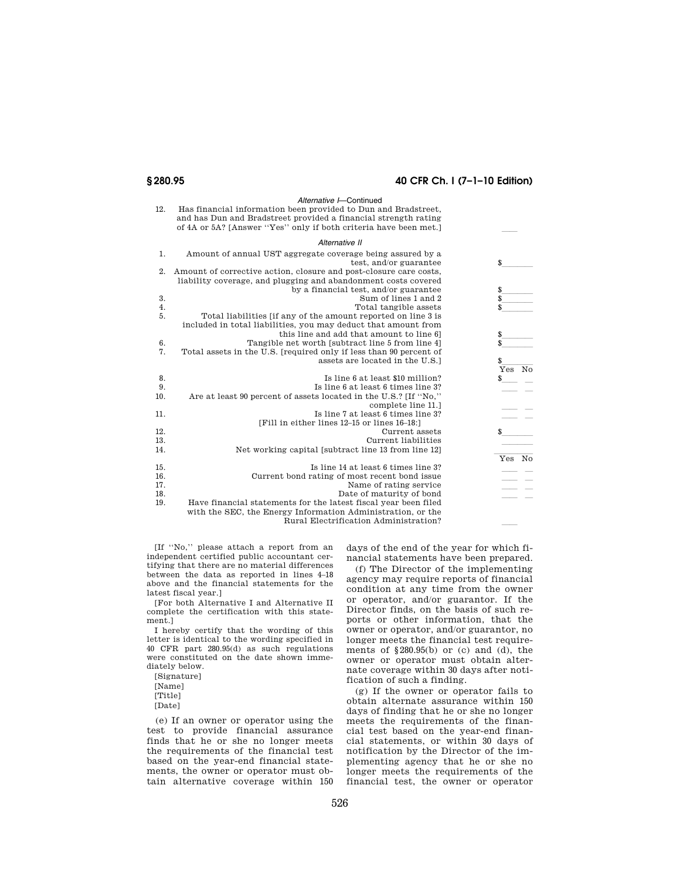*Alternative I—Continued*

| | | |
|---|---|---|
| 12. | Has financial information been provided to Dun and Bradstreet, and has Dun and Bradstreet provided a financial strength rating of 4A or 5A? [Answer ''Yes'' only if both criteria have been met.] | ___ |

*Alternative II*

| | | | |
|---|---|---|---|
| 1. | Amount of annual UST aggregate coverage being assured by a test, and/or guarantee | $____ | |
| 2. | Amount of corrective action, closure and post-closure care costs, liability coverage, and plugging and abandonment costs covered by a financial test, and/or guarantee | $____ | |
| 3. | Sum of lines 1 and 2 | $____ | |
| 4. | Total tangible assets | $____ | |
| 5. | Total liabilities [if any of the amount reported on line 3 is included in total liabilities, you may deduct that amount from this line and add that amount to line 6] | $____ | |
| 6. | Tangible net worth [subtract line 5 from line 4] | $____ | |
| 7. | Total assets in the U.S. [required only if less than 90 percent of assets are located in the U.S.] | $____ | |
| | | Yes | No |
| 8. | Is line 6 at least $10 million? | $___ | _ |
| 9. | Is line 6 at least 6 times line 3? | ___ | _ |
| 10. | Are at least 90 percent of assets located in the U.S.? [If ''No,'' complete line 11.] | ___ | _ |
| 11. | Is line 7 at least 6 times line 3? | ___ | _ |
| | [Fill in either lines 12–15 or lines 16–18:] | | |
| 12. | Current assets | $____ | |
| 13. | Current liabilities | ____ | |
| 14. | Net working capital [subtract line 13 from line 12] | ____ | |
| | | Yes | No |
| 15. | Is line 14 at least 6 times line 3? | ___ | _ |
| 16. | Current bond rating of most recent bond issue | ___ | _ |
| 17. | Name of rating service | ___ | _ |
| 18. | Date of maturity of bond | ___ | _ |
| 19. | Have financial statements for the latest fiscal year been filed with the SEC, the Energy Information Administration, or the Rural Electrification Administration? | ___ | |

[If ''No,'' please attach a report from an independent certified public accountant certifying that there are no material differences between the data as reported in lines 4–18 above and the financial statements for the latest fiscal year.]

[For both Alternative I and Alternative II complete the certification with this statement.]

I hereby certify that the wording of this letter is identical to the wording specified in 40 CFR part 280.95(d) as such regulations were constituted on the date shown immediately below.

[Signature]
[Name]
[Title]
[Date]

(e) If an owner or operator using the test to provide financial assurance finds that he or she no longer meets the requirements of the financial test based on the year-end financial statements, the owner or operator must obtain alternative coverage within 150 days of the end of the year for which financial statements have been prepared.

(f) The Director of the implementing agency may require reports of financial condition at any time from the owner or operator, and/or guarantor. If the Director finds, on the basis of such reports or other information, that the owner or operator, and/or guarantor, no longer meets the financial test requirements of §280.95(b) or (c) and (d), the owner or operator must obtain alternate coverage within 30 days after notification of such a finding.

(g) If the owner or operator fails to obtain alternate assurance within 150 days of finding that he or she no longer meets the requirements of the financial test based on the year-end financial statements, or within 30 days of notification by the Director of the implementing agency that he or she no longer meets the requirements of the financial test, the owner or operator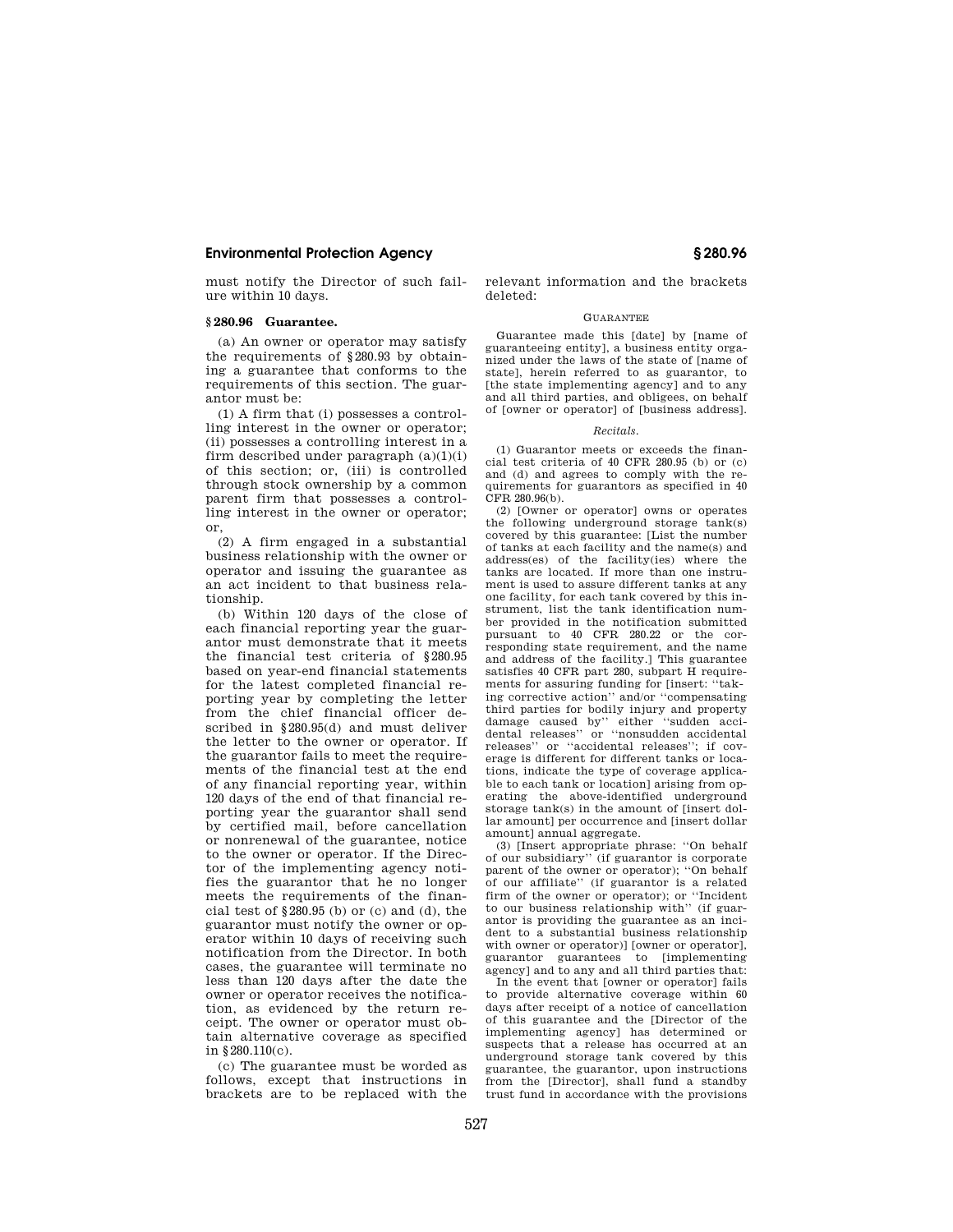must notify the Director of such failure within 10 days.

### § 280.96 Guarantee.

(a) An owner or operator may satisfy the requirements of § 280.93 by obtaining a guarantee that conforms to the requirements of this section. The guarantor must be:

(1) A firm that (i) possesses a controlling interest in the owner or operator; (ii) possesses a controlling interest in a firm described under paragraph (a)(1)(i) of this section; or, (iii) is controlled through stock ownership by a common parent firm that possesses a controlling interest in the owner or operator; or,

(2) A firm engaged in a substantial business relationship with the owner or operator and issuing the guarantee as an act incident to that business relationship.

(b) Within 120 days of the close of each financial reporting year the guarantor must demonstrate that it meets the financial test criteria of § 280.95 based on year-end financial statements for the latest completed financial reporting year by completing the letter from the chief financial officer described in § 280.95(d) and must deliver the letter to the owner or operator. If the guarantor fails to meet the requirements of the financial test at the end of any financial reporting year, within 120 days of the end of that financial reporting year the guarantor shall send by certified mail, before cancellation or nonrenewal of the guarantee, notice to the owner or operator. If the Director of the implementing agency notifies the guarantor that he no longer meets the requirements of the financial test of § 280.95 (b) or (c) and (d), the guarantor must notify the owner or operator within 10 days of receiving such notification from the Director. In both cases, the guarantee will terminate no less than 120 days after the date the owner or operator receives the notification, as evidenced by the return receipt. The owner or operator must obtain alternative coverage as specified in § 280.110(c).

(c) The guarantee must be worded as follows, except that instructions in brackets are to be replaced with the relevant information and the brackets deleted:

GUARANTEE

Guarantee made this [date] by [name of guaranteeing entity], a business entity organized under the laws of the state of [name of state], herein referred to as guarantor, to [the state implementing agency] and to any and all third parties, and obligees, on behalf of [owner or operator] of [business address].

*Recitals.*

(1) Guarantor meets or exceeds the financial test criteria of 40 CFR 280.95 (b) or (c) and (d) and agrees to comply with the requirements for guarantors as specified in 40 CFR 280.96(b).

(2) [Owner or operator] owns or operates the following underground storage tank(s) covered by this guarantee: [List the number of tanks at each facility and the name(s) and address(es) of the facility(ies) where the tanks are located. If more than one instrument is used to assure different tanks at any one facility, for each tank covered by this instrument, list the tank identification number provided in the notification submitted pursuant to 40 CFR 280.22 or the corresponding state requirement, and the name and address of the facility.] This guarantee satisfies 40 CFR part 280, subpart H requirements for assuring funding for [insert: "taking corrective action" and/or "compensating third parties for bodily injury and property damage caused by" either "sudden accidental releases" or "nonsudden accidental releases" or "accidental releases"; if coverage is different for different tanks or locations, indicate the type of coverage applicable to each tank or location] arising from operating the above-identified underground storage tank(s) in the amount of [insert dollar amount] per occurrence and [insert dollar amount] annual aggregate.

(3) [Insert appropriate phrase: "On behalf of our subsidiary" (if guarantor is corporate parent of the owner or operator); "On behalf of our affiliate" (if guarantor is a related firm of the owner or operator); or "Incident to our business relationship with" (if guarantor is providing the guarantee as an incident to a substantial business relationship with owner or operator)] [owner or operator], guarantor guarantees to [implementing agency] and to any and all third parties that:

In the event that [owner or operator] fails to provide alternative coverage within 60 days after receipt of a notice of cancellation of this guarantee and the [Director of the implementing agency] has determined or suspects that a release has occurred at an underground storage tank covered by this guarantee, the guarantor, upon instructions from the [Director], shall fund a standby trust fund in accordance with the provisions